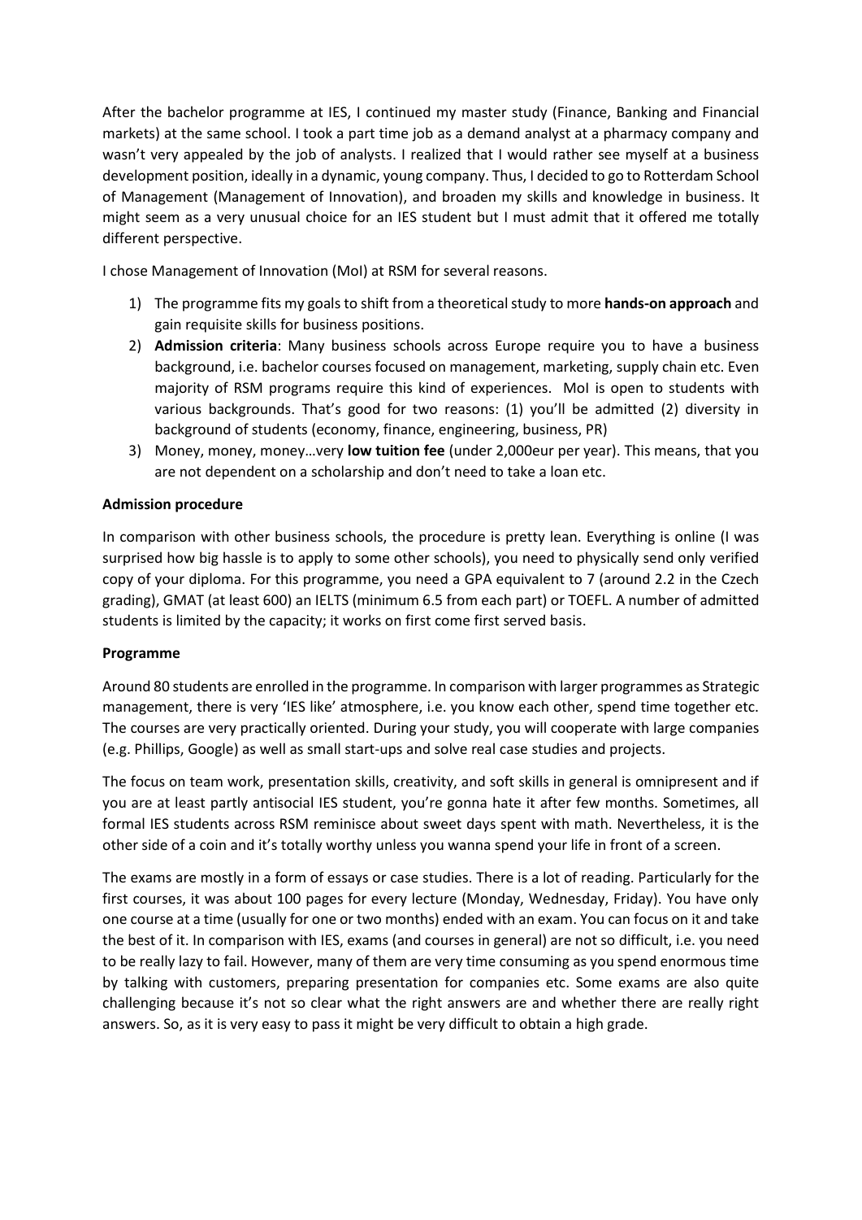After the bachelor programme at IES, I continued my master study (Finance, Banking and Financial markets) at the same school. I took a part time job as a demand analyst at a pharmacy company and wasn't very appealed by the job of analysts. I realized that I would rather see myself at a business development position, ideally in a dynamic, young company. Thus, I decided to go to Rotterdam School of Management (Management of Innovation), and broaden my skills and knowledge in business. It might seem as a very unusual choice for an IES student but I must admit that it offered me totally different perspective.

I chose Management of Innovation (MoI) at RSM for several reasons.

1) The programme fits my goals to shift from a theoretical study to more **hands-on approach** and gain requisite skills for business positions.
2) **Admission criteria**: Many business schools across Europe require you to have a business background, i.e. bachelor courses focused on management, marketing, supply chain etc. Even majority of RSM programs require this kind of experiences. MoI is open to students with various backgrounds. That's good for two reasons: (1) you'll be admitted (2) diversity in background of students (economy, finance, engineering, business, PR)
3) Money, money, money…very **low tuition fee** (under 2,000eur per year). This means, that you are not dependent on a scholarship and don't need to take a loan etc.

**Admission procedure**

In comparison with other business schools, the procedure is pretty lean. Everything is online (I was surprised how big hassle is to apply to some other schools), you need to physically send only verified copy of your diploma. For this programme, you need a GPA equivalent to 7 (around 2.2 in the Czech grading), GMAT (at least 600) an IELTS (minimum 6.5 from each part) or TOEFL. A number of admitted students is limited by the capacity; it works on first come first served basis.

**Programme**

Around 80 students are enrolled in the programme. In comparison with larger programmes as Strategic management, there is very 'IES like' atmosphere, i.e. you know each other, spend time together etc. The courses are very practically oriented. During your study, you will cooperate with large companies (e.g. Phillips, Google) as well as small start-ups and solve real case studies and projects.

The focus on team work, presentation skills, creativity, and soft skills in general is omnipresent and if you are at least partly antisocial IES student, you're gonna hate it after few months. Sometimes, all formal IES students across RSM reminisce about sweet days spent with math. Nevertheless, it is the other side of a coin and it's totally worthy unless you wanna spend your life in front of a screen.

The exams are mostly in a form of essays or case studies. There is a lot of reading. Particularly for the first courses, it was about 100 pages for every lecture (Monday, Wednesday, Friday). You have only one course at a time (usually for one or two months) ended with an exam. You can focus on it and take the best of it. In comparison with IES, exams (and courses in general) are not so difficult, i.e. you need to be really lazy to fail. However, many of them are very time consuming as you spend enormous time by talking with customers, preparing presentation for companies etc. Some exams are also quite challenging because it's not so clear what the right answers are and whether there are really right answers. So, as it is very easy to pass it might be very difficult to obtain a high grade.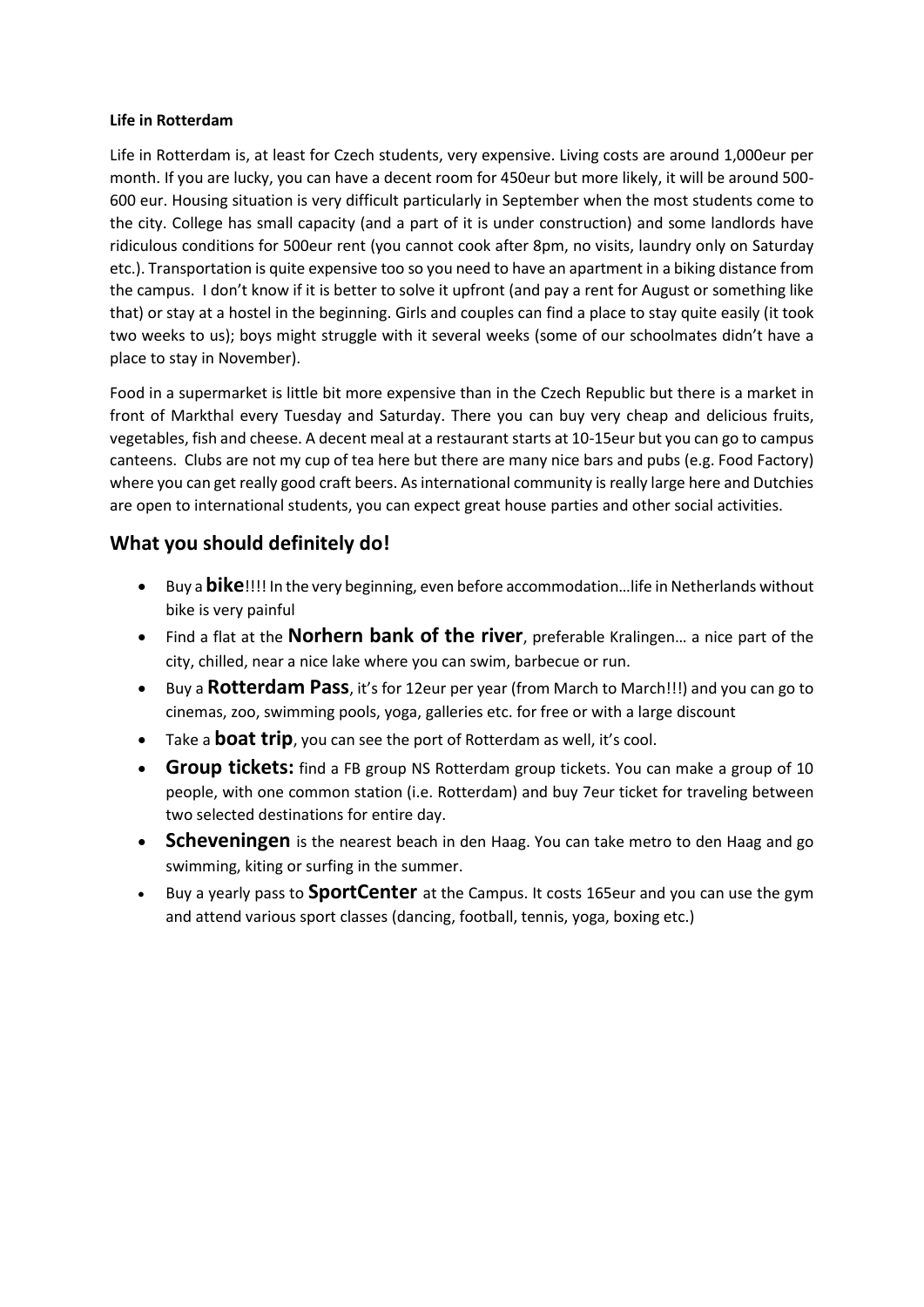**Life in Rotterdam**

Life in Rotterdam is, at least for Czech students, very expensive. Living costs are around 1,000eur per month. If you are lucky, you can have a decent room for 450eur but more likely, it will be around 500-600 eur. Housing situation is very difficult particularly in September when the most students come to the city. College has small capacity (and a part of it is under construction) and some landlords have ridiculous conditions for 500eur rent (you cannot cook after 8pm, no visits, laundry only on Saturday etc.). Transportation is quite expensive too so you need to have an apartment in a biking distance from the campus. I don't know if it is better to solve it upfront (and pay a rent for August or something like that) or stay at a hostel in the beginning. Girls and couples can find a place to stay quite easily (it took two weeks to us); boys might struggle with it several weeks (some of our schoolmates didn't have a place to stay in November).

Food in a supermarket is little bit more expensive than in the Czech Republic but there is a market in front of Markthal every Tuesday and Saturday. There you can buy very cheap and delicious fruits, vegetables, fish and cheese. A decent meal at a restaurant starts at 10-15eur but you can go to campus canteens. Clubs are not my cup of tea here but there are many nice bars and pubs (e.g. Food Factory) where you can get really good craft beers. As international community is really large here and Dutchies are open to international students, you can expect great house parties and other social activities.

## What you should definitely do!

- Buy a **bike**!!!! In the very beginning, even before accommodation…life in Netherlands without bike is very painful
- Find a flat at the **Norhern bank of the river**, preferable Kralingen… a nice part of the city, chilled, near a nice lake where you can swim, barbecue or run.
- Buy a **Rotterdam Pass**, it's for 12eur per year (from March to March!!!) and you can go to cinemas, zoo, swimming pools, yoga, galleries etc. for free or with a large discount
- Take a **boat trip**, you can see the port of Rotterdam as well, it's cool.
- **Group tickets:** find a FB group NS Rotterdam group tickets. You can make a group of 10 people, with one common station (i.e. Rotterdam) and buy 7eur ticket for traveling between two selected destinations for entire day.
- **Scheveningen** is the nearest beach in den Haag. You can take metro to den Haag and go swimming, kiting or surfing in the summer.
- Buy a yearly pass to **SportCenter** at the Campus. It costs 165eur and you can use the gym and attend various sport classes (dancing, football, tennis, yoga, boxing etc.)